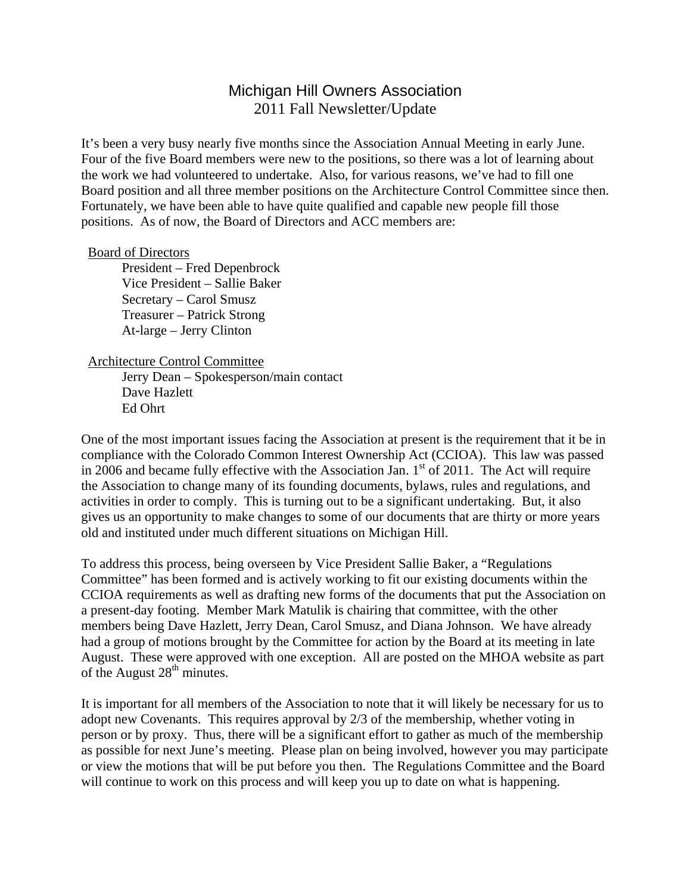# Michigan Hill Owners Association
## 2011 Fall Newsletter/Update

It's been a very busy nearly five months since the Association Annual Meeting in early June. Four of the five Board members were new to the positions, so there was a lot of learning about the work we had volunteered to undertake. Also, for various reasons, we've had to fill one Board position and all three member positions on the Architecture Control Committee since then. Fortunately, we have been able to have quite qualified and capable new people fill those positions. As of now, the Board of Directors and ACC members are:

<u>Board of Directors</u>

- President – Fred Depenbrock
- Vice President – Sallie Baker
- Secretary – Carol Smusz
- Treasurer – Patrick Strong
- At-large – Jerry Clinton

<u>Architecture Control Committee</u>

- Jerry Dean – Spokesperson/main contact
- Dave Hazlett
- Ed Ohrt

One of the most important issues facing the Association at present is the requirement that it be in compliance with the Colorado Common Interest Ownership Act (CCIOA). This law was passed in 2006 and became fully effective with the Association Jan. 1st of 2011. The Act will require the Association to change many of its founding documents, bylaws, rules and regulations, and activities in order to comply. This is turning out to be a significant undertaking. But, it also gives us an opportunity to make changes to some of our documents that are thirty or more years old and instituted under much different situations on Michigan Hill.

To address this process, being overseen by Vice President Sallie Baker, a "Regulations Committee" has been formed and is actively working to fit our existing documents within the CCIOA requirements as well as drafting new forms of the documents that put the Association on a present-day footing. Member Mark Matulik is chairing that committee, with the other members being Dave Hazlett, Jerry Dean, Carol Smusz, and Diana Johnson. We have already had a group of motions brought by the Committee for action by the Board at its meeting in late August. These were approved with one exception. All are posted on the MHOA website as part of the August 28th minutes.

It is important for all members of the Association to note that it will likely be necessary for us to adopt new Covenants. This requires approval by 2/3 of the membership, whether voting in person or by proxy. Thus, there will be a significant effort to gather as much of the membership as possible for next June's meeting. Please plan on being involved, however you may participate or view the motions that will be put before you then. The Regulations Committee and the Board will continue to work on this process and will keep you up to date on what is happening.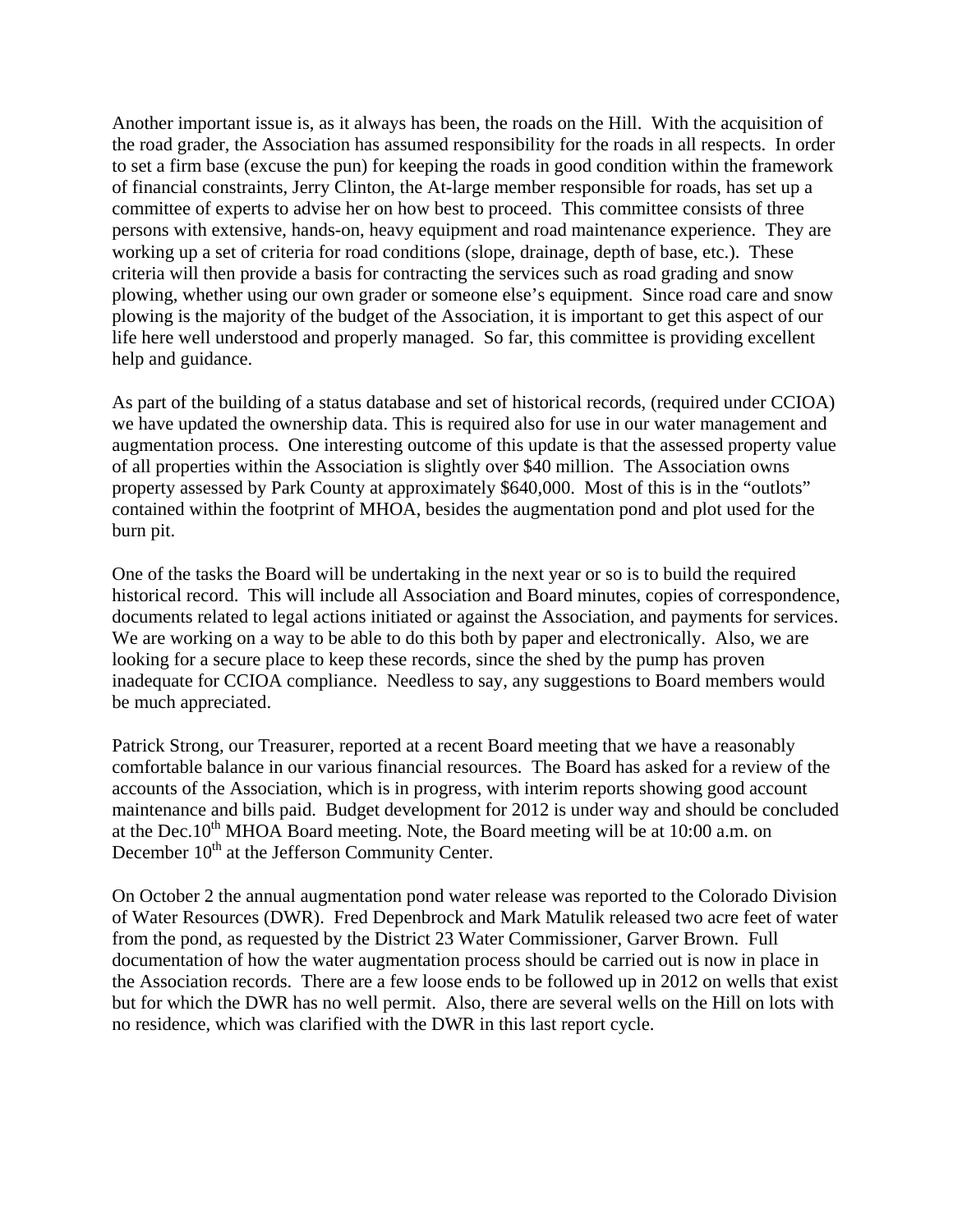Another important issue is, as it always has been, the roads on the Hill. With the acquisition of the road grader, the Association has assumed responsibility for the roads in all respects. In order to set a firm base (excuse the pun) for keeping the roads in good condition within the framework of financial constraints, Jerry Clinton, the At-large member responsible for roads, has set up a committee of experts to advise her on how best to proceed. This committee consists of three persons with extensive, hands-on, heavy equipment and road maintenance experience. They are working up a set of criteria for road conditions (slope, drainage, depth of base, etc.). These criteria will then provide a basis for contracting the services such as road grading and snow plowing, whether using our own grader or someone else's equipment. Since road care and snow plowing is the majority of the budget of the Association, it is important to get this aspect of our life here well understood and properly managed. So far, this committee is providing excellent help and guidance.

As part of the building of a status database and set of historical records, (required under CCIOA) we have updated the ownership data. This is required also for use in our water management and augmentation process. One interesting outcome of this update is that the assessed property value of all properties within the Association is slightly over $40 million. The Association owns property assessed by Park County at approximately $640,000. Most of this is in the "outlots" contained within the footprint of MHOA, besides the augmentation pond and plot used for the burn pit.

One of the tasks the Board will be undertaking in the next year or so is to build the required historical record. This will include all Association and Board minutes, copies of correspondence, documents related to legal actions initiated or against the Association, and payments for services. We are working on a way to be able to do this both by paper and electronically. Also, we are looking for a secure place to keep these records, since the shed by the pump has proven inadequate for CCIOA compliance. Needless to say, any suggestions to Board members would be much appreciated.

Patrick Strong, our Treasurer, reported at a recent Board meeting that we have a reasonably comfortable balance in our various financial resources. The Board has asked for a review of the accounts of the Association, which is in progress, with interim reports showing good account maintenance and bills paid. Budget development for 2012 is under way and should be concluded at the Dec.10th MHOA Board meeting. Note, the Board meeting will be at 10:00 a.m. on December 10th at the Jefferson Community Center.

On October 2 the annual augmentation pond water release was reported to the Colorado Division of Water Resources (DWR). Fred Depenbrock and Mark Matulik released two acre feet of water from the pond, as requested by the District 23 Water Commissioner, Garver Brown. Full documentation of how the water augmentation process should be carried out is now in place in the Association records. There are a few loose ends to be followed up in 2012 on wells that exist but for which the DWR has no well permit. Also, there are several wells on the Hill on lots with no residence, which was clarified with the DWR in this last report cycle.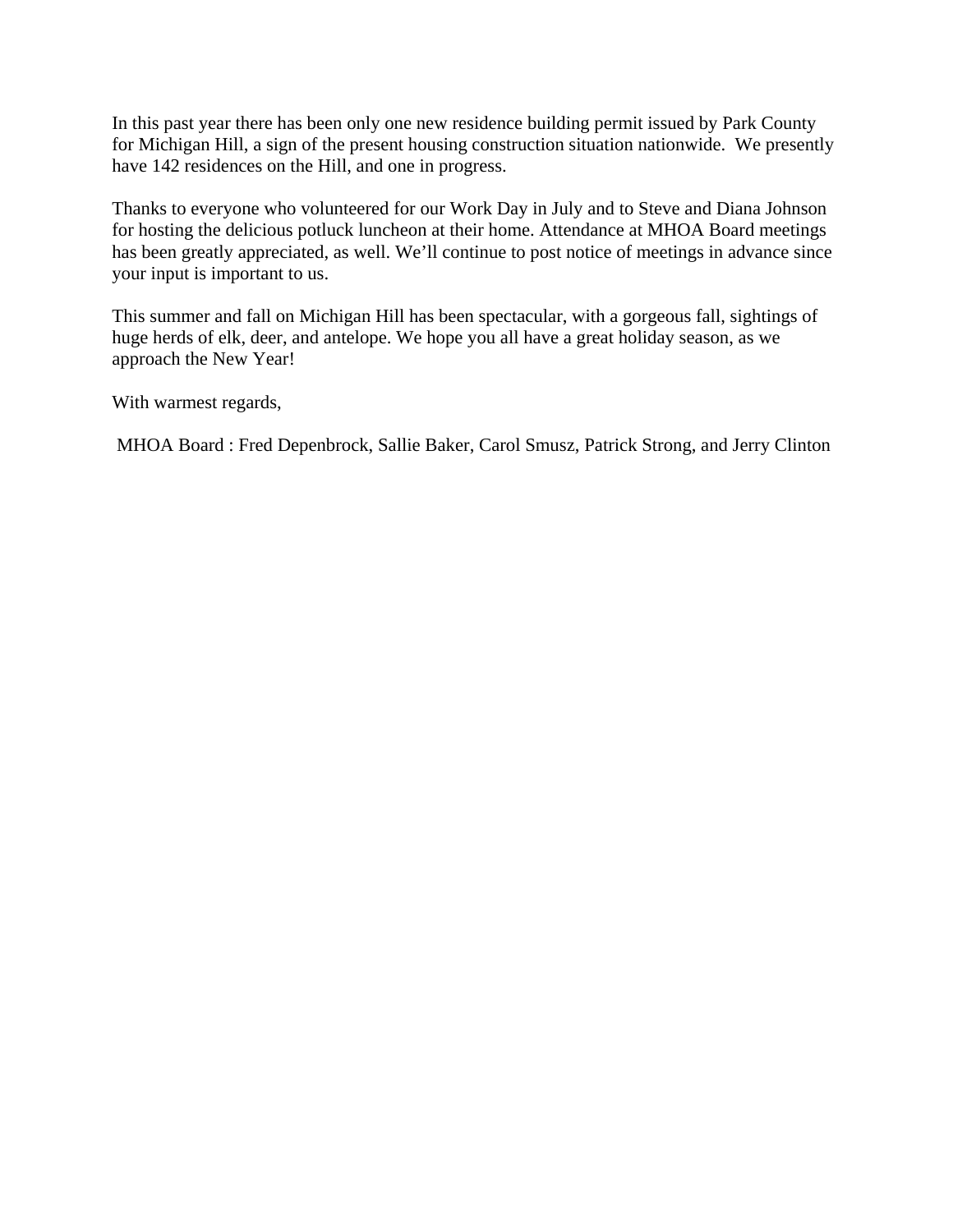In this past year there has been only one new residence building permit issued by Park County for Michigan Hill, a sign of the present housing construction situation nationwide. We presently have 142 residences on the Hill, and one in progress.

Thanks to everyone who volunteered for our Work Day in July and to Steve and Diana Johnson for hosting the delicious potluck luncheon at their home. Attendance at MHOA Board meetings has been greatly appreciated, as well. We'll continue to post notice of meetings in advance since your input is important to us.

This summer and fall on Michigan Hill has been spectacular, with a gorgeous fall, sightings of huge herds of elk, deer, and antelope. We hope you all have a great holiday season, as we approach the New Year!

With warmest regards,

MHOA Board : Fred Depenbrock, Sallie Baker, Carol Smusz, Patrick Strong, and Jerry Clinton